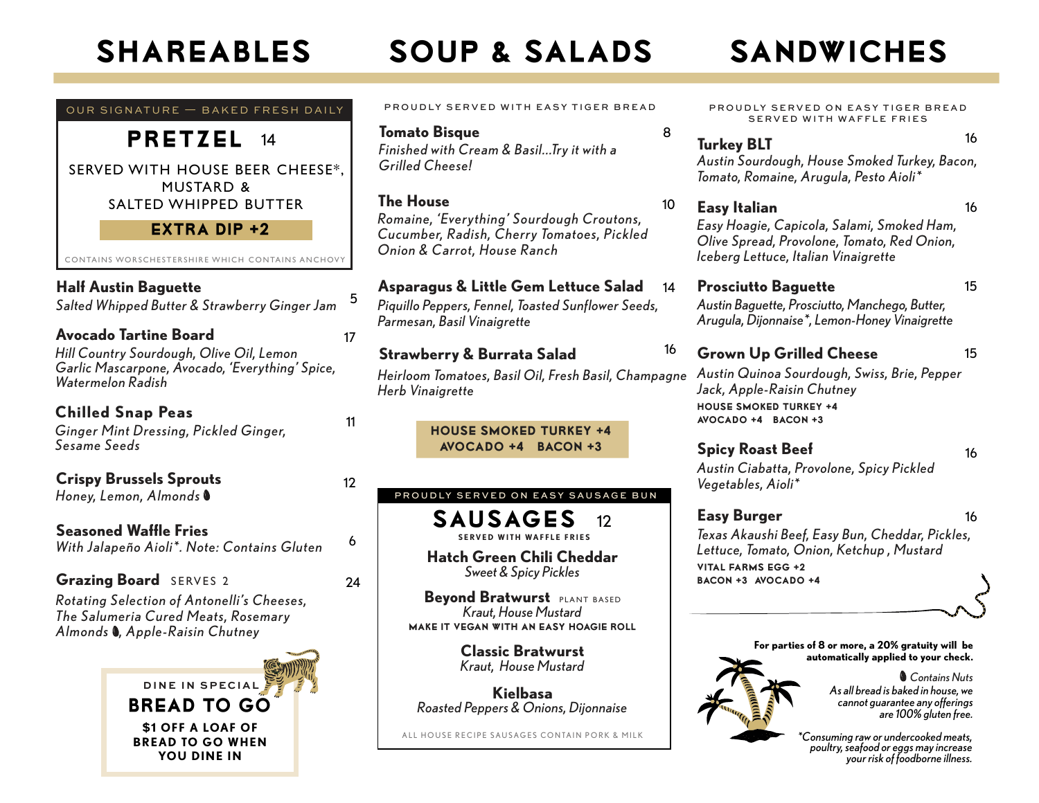# SHAREABLES

OUR SIGNATURE — BAKED FRESH DAILY

## PRETZEL 14

SERVED WITH HOUSE BEER CHEESE*, MUSTARD & SALTED WHIPPED BUTTER

**EXTRA DIP +2**

CONTAINS WORSCHESTERSHIRE WHICH CONTAINS ANCHOVY

**Half Austin Baguette** 5
*Salted Whipped Butter & Strawberry Ginger Jam*

**Avocado Tartine Board** 17
*Hill Country Sourdough, Olive Oil, Lemon Garlic Mascarpone, Avocado, 'Everything' Spice, Watermelon Radish*

**Chilled Snap Peas** 11
*Ginger Mint Dressing, Pickled Ginger, Sesame Seeds*

**Crispy Brussels Sprouts** 12
*Honey, Lemon, Almonds* ●

**Seasoned Waffle Fries** 6
*With Jalapeño Aioli*. Note: Contains Gluten*

**Grazing Board** SERVES 2 24
*Rotating Selection of Antonelli's Cheeses, The Salumeria Cured Meats, Rosemary Almonds ●, Apple-Raisin Chutney*

DINE IN SPECIAL
**BREAD TO GO**
**$1 OFF A LOAF OF BREAD TO GO WHEN YOU DINE IN**

# SOUP & SALADS

PROUDLY SERVED WITH EASY TIGER BREAD

**Tomato Bisque** 8
*Finished with Cream & Basil...Try it with a Grilled Cheese!*

**The House** 10
*Romaine, 'Everything' Sourdough Croutons, Cucumber, Radish, Cherry Tomatoes, Pickled Onion & Carrot, House Ranch*

**Asparagus & Little Gem Lettuce Salad** 14
*Piquillo Peppers, Fennel, Toasted Sunflower Seeds, Parmesan, Basil Vinaigrette*

**Strawberry & Burrata Salad** 16
*Heirloom Tomatoes, Basil Oil, Fresh Basil, Champagne Herb Vinaigrette*

**HOUSE SMOKED TURKEY +4**
**AVOCADO +4 BACON +3**

PROUDLY SERVED ON EASY SAUSAGE BUN

## SAUSAGES 12

SERVED WITH WAFFLE FRIES

**Hatch Green Chili Cheddar**
*Sweet & Spicy Pickles*

**Beyond Bratwurst** PLANT BASED
*Kraut, House Mustard*
**MAKE IT VEGAN WITH AN EASY HOAGIE ROLL**

**Classic Bratwurst**
*Kraut, House Mustard*

**Kielbasa**
*Roasted Peppers & Onions, Dijonnaise*

ALL HOUSE RECIPE SAUSAGES CONTAIN PORK & MILK

# SANDWICHES

PROUDLY SERVED ON EASY TIGER BREAD SERVED WITH WAFFLE FRIES

**Turkey BLT** 16
*Austin Sourdough, House Smoked Turkey, Bacon, Tomato, Romaine, Arugula, Pesto Aioli**

**Easy Italian** 16
*Easy Hoagie, Capicola, Salami, Smoked Ham, Olive Spread, Provolone, Tomato, Red Onion, Iceberg Lettuce, Italian Vinaigrette*

**Prosciutto Baguette** 15
*Austin Baguette, Prosciutto, Manchego, Butter, Arugula, Dijonnaise*, Lemon-Honey Vinaigrette*

**Grown Up Grilled Cheese** 15
*Austin Quinoa Sourdough, Swiss, Brie, Pepper Jack, Apple-Raisin Chutney*
**HOUSE SMOKED TURKEY +4**
**AVOCADO +4 BACON +3**

**Spicy Roast Beef** 16
*Austin Ciabatta, Provolone, Spicy Pickled Vegetables, Aioli**

**Easy Burger** 16
*Texas Akaushi Beef, Easy Bun, Cheddar, Pickles, Lettuce, Tomato, Onion, Ketchup , Mustard*
**VITAL FARMS EGG +2**
**BACON +3 AVOCADO +4**

**For parties of 8 or more, a 20% gratuity will be automatically applied to your check.**

● *Contains Nuts*

*As all bread is baked in house, we cannot guarantee any offerings are 100% gluten free.*

**Consuming raw or undercooked meats, poultry, seafood or eggs may increase your risk of foodborne illness.*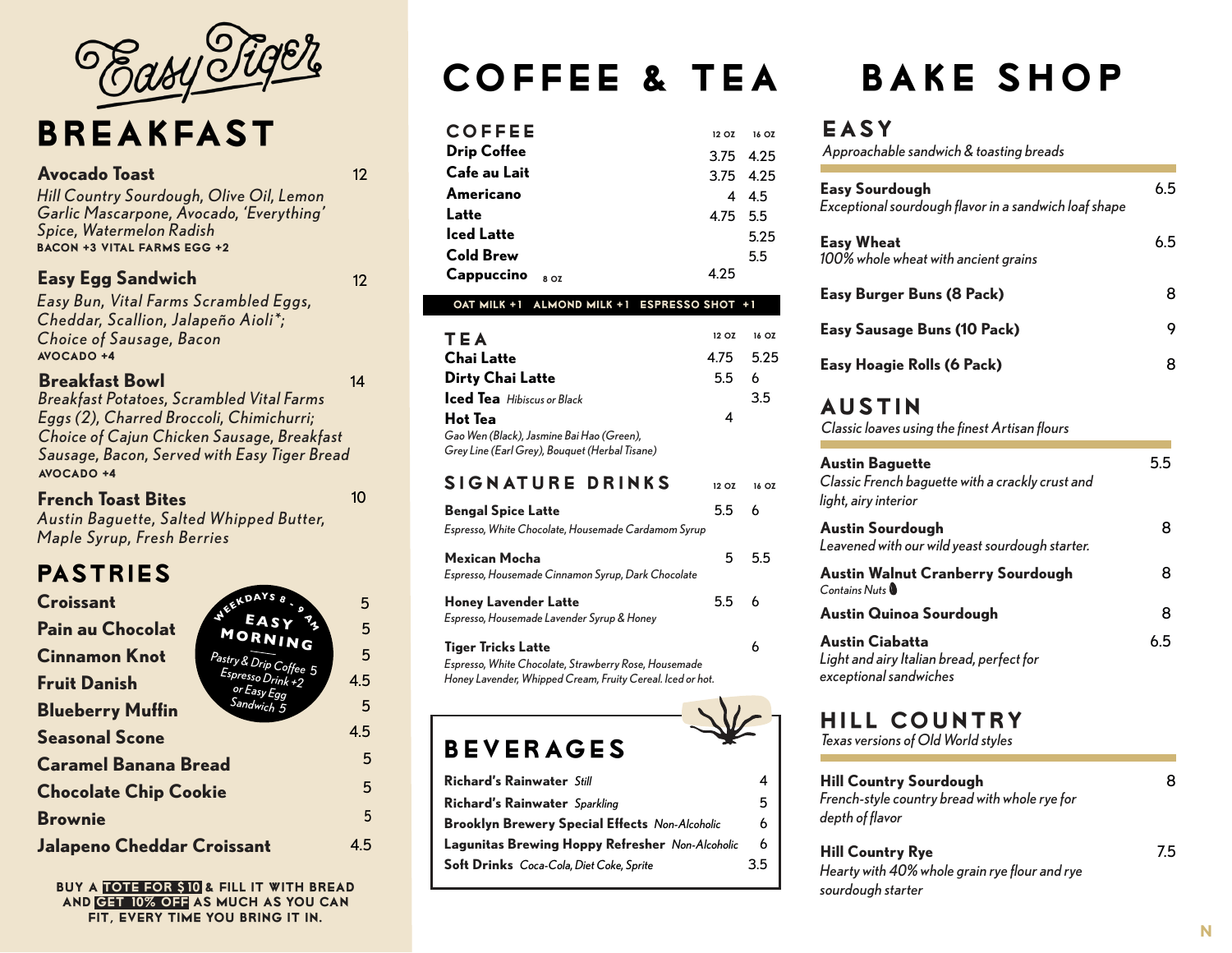# Easy Tiger

## BREAKFAST

**Avocado Toast** 12
*Hill Country Sourdough, Olive Oil, Lemon Garlic Mascarpone, Avocado, 'Everything' Spice, Watermelon Radish*
BACON +3 VITAL FARMS EGG +2

**Easy Egg Sandwich** 12
*Easy Bun, Vital Farms Scrambled Eggs, Cheddar, Scallion, Jalapeño Aioli*; Choice of Sausage, Bacon*
AVOCADO +4

**Breakfast Bowl** 14
*Breakfast Potatoes, Scrambled Vital Farms Eggs (2), Charred Broccoli, Chimichurri; Choice of Cajun Chicken Sausage, Breakfast Sausage, Bacon, Served with Easy Tiger Bread*
AVOCADO +4

**French Toast Bites** 10
*Austin Baguette, Salted Whipped Butter, Maple Syrup, Fresh Berries*

## PASTRIES

| Item | Price |
|---|---|
| Croissant | 5 |
| Pain au Chocolat | 5 |
| Cinnamon Knot | 5 |
| Fruit Danish | 4.5 |
| Blueberry Muffin | 5 |
| Seasonal Scone | 4.5 |
| Caramel Banana Bread | 5 |
| Chocolate Chip Cookie | 5 |
| Brownie | 5 |
| Jalapeno Cheddar Croissant | 4.5 |

WEEKDAYS 8 - 9 AM **EASY MORNING**
*Pastry & Drip Coffee 5*
*Espresso Drink +2*
*or Easy Egg Sandwich 5*

BUY A **TOTE FOR $10** & FILL IT WITH BREAD AND **GET 10% OFF** AS MUCH AS YOU CAN FIT, EVERY TIME YOU BRING IT IN.

# COFFEE & TEA

| COFFEE | 12 OZ | 16 OZ |
|---|---|---|
| Drip Coffee | 3.75 | 4.25 |
| Cafe au Lait | 3.75 | 4.25 |
| Americano | 4 | 4.5 |
| Latte | 4.75 | 5.5 |
| Iced Latte | | 5.25 |
| Cold Brew | | 5.5 |
| Cappuccino (8 OZ) | 4.25 | |

OAT MILK +1 ALMOND MILK +1 ESPRESSO SHOT +1

| TEA | 12 OZ | 16 OZ |
|---|---|---|
| Chai Latte | 4.75 | 5.25 |
| Dirty Chai Latte | 5.5 | 6 |
| Iced Tea *Hibiscus or Black* | | 3.5 |
| Hot Tea | 4 | |

*Gao Wen (Black), Jasmine Bai Hao (Green), Grey Line (Earl Grey), Bouquet (Herbal Tisane)*

| SIGNATURE DRINKS | 12 OZ | 16 OZ |
|---|---|---|
| **Bengal Spice Latte** *Espresso, White Chocolate, Housemade Cardamom Syrup* | 5.5 | 6 |
| **Mexican Mocha** *Espresso, Housemade Cinnamon Syrup, Dark Chocolate* | 5 | 5.5 |
| **Honey Lavender Latte** *Espresso, Housemade Lavender Syrup & Honey* | 5.5 | 6 |
| **Tiger Tricks Latte** *Espresso, White Chocolate, Strawberry Rose, Housemade Honey Lavender, Whipped Cream, Fruity Cereal. Iced or hot.* | | 6 |

## BEVERAGES

| Item | Price |
|---|---|
| **Richard's Rainwater** *Still* | 4 |
| **Richard's Rainwater** *Sparkling* | 5 |
| **Brooklyn Brewery Special Effects** *Non-Alcoholic* | 6 |
| **Lagunitas Brewing Hoppy Refresher** *Non-Alcoholic* | 6 |
| **Soft Drinks** *Coca-Cola, Diet Coke, Sprite* | 3.5 |

# BAKE SHOP

## EASY
*Approachable sandwich & toasting breads*

**Easy Sourdough** 6.5
*Exceptional sourdough flavor in a sandwich loaf shape*

**Easy Wheat** 6.5
*100% whole wheat with ancient grains*

**Easy Burger Buns (8 Pack)** 8

**Easy Sausage Buns (10 Pack)** 9

**Easy Hoagie Rolls (6 Pack)** 8

## AUSTIN
*Classic loaves using the finest Artisan flours*

**Austin Baguette** 5.5
*Classic French baguette with a crackly crust and light, airy interior*

**Austin Sourdough** 8
*Leavened with our wild yeast sourdough starter.*

**Austin Walnut Cranberry Sourdough** 8
*Contains Nuts*

**Austin Quinoa Sourdough** 8

**Austin Ciabatta** 6.5
*Light and airy Italian bread, perfect for exceptional sandwiches*

## HILL COUNTRY
*Texas versions of Old World styles*

**Hill Country Sourdough** 8
*French-style country bread with whole rye for depth of flavor*

**Hill Country Rye** 7.5
*Hearty with 40% whole grain rye flour and rye sourdough starter*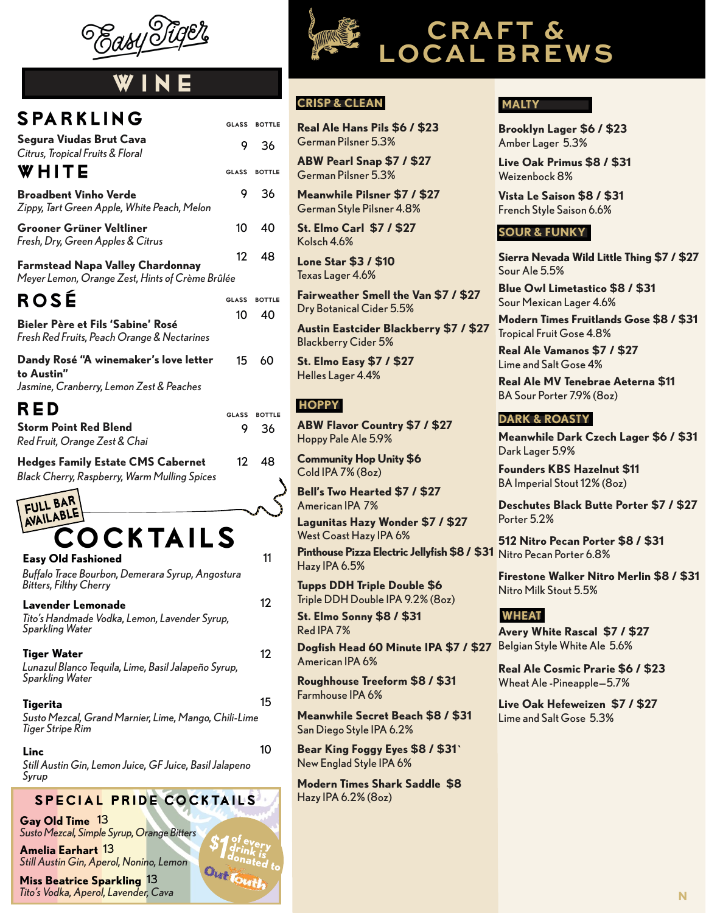# Easy Tiger

## WINE

### SPARKLING

| | GLASS | BOTTLE |
|---|---|---|
| **Segura Viudas Brut Cava**<br>*Citrus, Tropical Fruits & Floral* | 9 | 36 |

### WHITE

| | GLASS | BOTTLE |
|---|---|---|
| **Broadbent Vinho Verde**<br>*Zippy, Tart Green Apple, White Peach, Melon* | 9 | 36 |
| **Grooner Grüner Veltliner**<br>*Fresh, Dry, Green Apples & Citrus* | 10 | 40 |
| **Farmstead Napa Valley Chardonnay**<br>*Meyer Lemon, Orange Zest, Hints of Crème Brûlée* | 12 | 48 |

### ROSÉ

| | GLASS | BOTTLE |
|---|---|---|
| **Bieler Père et Fils 'Sabine' Rosé**<br>*Fresh Red Fruits, Peach Orange & Nectarines* | 10 | 40 |
| **Dandy Rosé "A winemaker's love letter to Austin"**<br>*Jasmine, Cranberry, Lemon Zest & Peaches* | 15 | 60 |

### RED

| | GLASS | BOTTLE |
|---|---|---|
| **Storm Point Red Blend**<br>*Red Fruit, Orange Zest & Chai* | 9 | 36 |
| **Hedges Family Estate CMS Cabernet**<br>*Black Cherry, Raspberry, Warm Mulling Spices* | 12 | 48 |

FULL BAR AVAILABLE

## COCKTAILS

**Easy Old Fashioned** 11
*Buffalo Trace Bourbon, Demerara Syrup, Angostura Bitters, Filthy Cherry*

**Lavender Lemonade** 12
*Tito's Handmade Vodka, Lemon, Lavender Syrup, Sparkling Water*

**Tiger Water** 12
*Lunazul Blanco Tequila, Lime, Basil Jalapeño Syrup, Sparkling Water*

**Tigerita** 15
*Susto Mezcal, Grand Marnier, Lime, Mango, Chili-Lime Tiger Stripe Rim*

**Linc** 10
*Still Austin Gin, Lemon Juice, GF Juice, Basil Jalapeno Syrup*

### SPECIAL PRIDE COCKTAILS

**Gay Old Time** 13
*Susto Mezcal, Simple Syrup, Orange Bitters*

**Amelia Earhart** 13
*Still Austin Gin, Aperol, Nonino, Lemon*

**Miss Beatrice Sparkling** 13
*Tito's Vodka, Aperol, Lavender, Cava*

$1 of every drink is donated to Out Youth

## CRAFT & LOCAL BREWS

### CRISP & CLEAN

**Real Ale Hans Pils $6 / $23**
German Pilsner 5.3%

**ABW Pearl Snap $7 / $27**
German Pilsner 5.3%

**Meanwhile Pilsner $7 / $27**
German Style Pilsner 4.8%

**St. Elmo Carl $7 / $27**
Kolsch 4.6%

**Lone Star $3 / $10**
Texas Lager 4.6%

**Fairweather Smell the Van $7 / $27**
Dry Botanical Cider 5.5%

**Austin Eastcider Blackberry $7 / $27**
Blackberry Cider 5%

**St. Elmo Easy $7 / $27**
Helles Lager 4.4%

### HOPPY

**ABW Flavor Country $7 / $27**
Hoppy Pale Ale 5.9%

**Community Hop Unity $6**
Cold IPA 7% (8oz)

**Bell's Two Hearted $7 / $27**
American IPA 7%

**Lagunitas Hazy Wonder $7 / $27**
West Coast Hazy IPA 6%

**Pinthouse Pizza Electric Jellyfish $8 / $31**
Hazy IPA 6.5%

**Tupps DDH Triple Double $6**
Triple DDH Double IPA 9.2% (8oz)

**St. Elmo Sonny $8 / $31**
Red IPA 7%

**Dogfish Head 60 Minute IPA $7 / $27**
American IPA 6%

**Roughhouse Treeform $8 / $31**
Farmhouse IPA 6%

**Meanwhile Secret Beach $8 / $31**
San Diego Style IPA 6.2%

**Bear King Foggy Eyes $8 / $31`**
New Englad Style IPA 6%

**Modern Times Shark Saddle $8**
Hazy IPA 6.2% (8oz)

### MALTY

**Brooklyn Lager $6 / $23**
Amber Lager 5.3%

**Live Oak Primus $8 / $31**
Weizenbock 8%

**Vista Le Saison $8 / $31**
French Style Saison 6.6%

### SOUR & FUNKY

**Sierra Nevada Wild Little Thing $7 / $27**
Sour Ale 5.5%

**Blue Owl Limetastico $8 / $31**
Sour Mexican Lager 4.6%

**Modern Times Fruitlands Gose $8 / $31**
Tropical Fruit Gose 4.8%

**Real Ale Vamanos $7 / $27**
Lime and Salt Gose 4%

**Real Ale MV Tenebrae Aeterna $11**
BA Sour Porter 7.9% (8oz)

### DARK & ROASTY

**Meanwhile Dark Czech Lager $6 / $31**
Dark Lager 5.9%

**Founders KBS Hazelnut $11**
BA Imperial Stout 12% (8oz)

**Deschutes Black Butte Porter $7 / $27**
Porter 5.2%

**512 Nitro Pecan Porter $8 / $31**
Nitro Pecan Porter 6.8%

**Firestone Walker Nitro Merlin $8 / $31**
Nitro Milk Stout 5.5%

### WHEAT

**Avery White Rascal $7 / $27**
Belgian Style White Ale 5.6%

**Real Ale Cosmic Prarie $6 / $23**
Wheat Ale -Pineapple—5.7%

**Live Oak Hefeweizen $7 / $27**
Lime and Salt Gose 5.3%